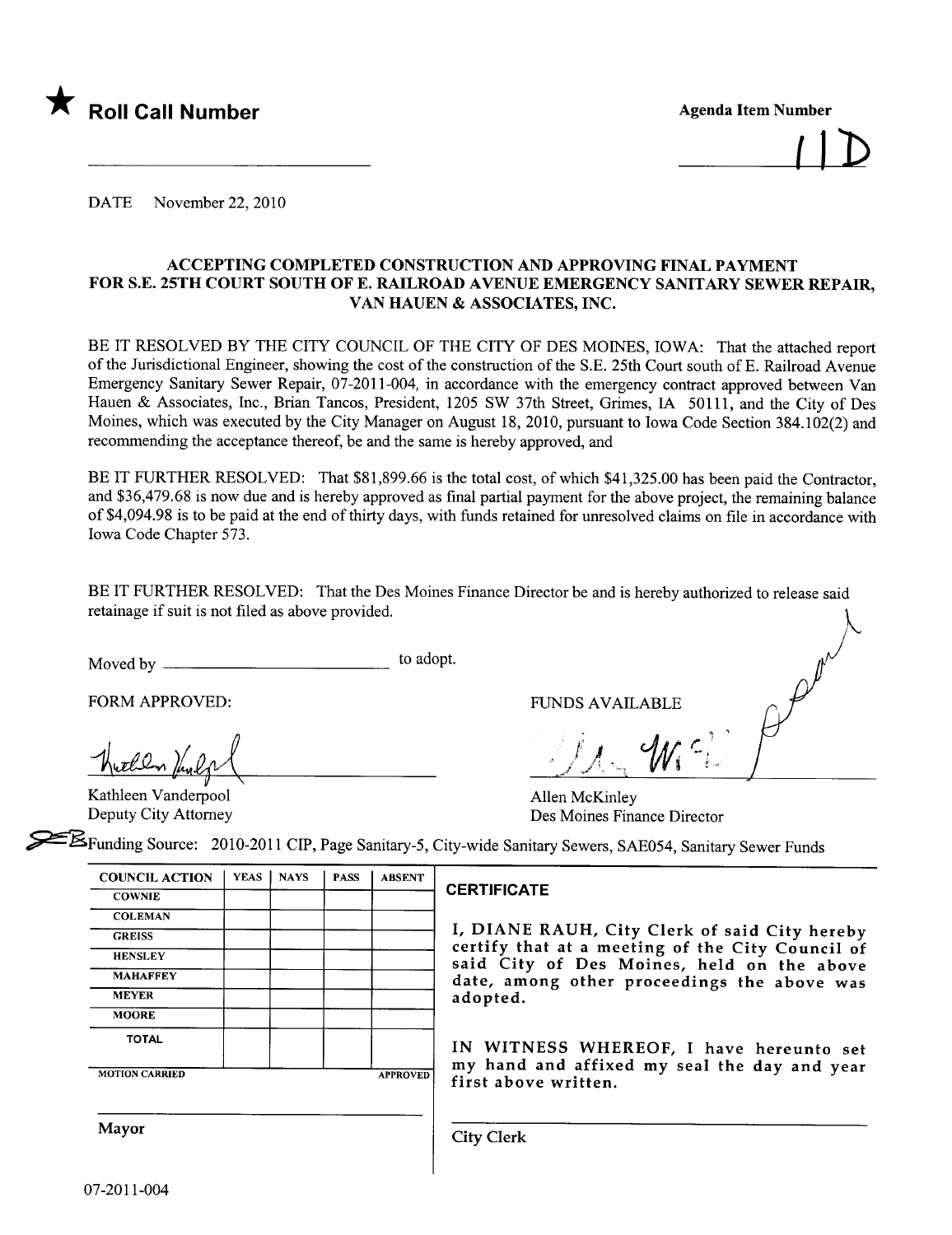★ **Roll Call Number**

**Agenda Item Number**

11D

DATE November 22, 2010

**ACCEPTING COMPLETED CONSTRUCTION AND APPROVING FINAL PAYMENT FOR S.E. 25TH COURT SOUTH OF E. RAILROAD AVENUE EMERGENCY SANITARY SEWER REPAIR, VAN HAUEN & ASSOCIATES, INC.**

BE IT RESOLVED BY THE CITY COUNCIL OF THE CITY OF DES MOINES, IOWA: That the attached report of the Jurisdictional Engineer, showing the cost of the construction of the S.E. 25th Court south of E. Railroad Avenue Emergency Sanitary Sewer Repair, 07-2011-004, in accordance with the emergency contract approved between Van Hauen & Associates, Inc., Brian Tancos, President, 1205 SW 37th Street, Grimes, IA 50111, and the City of Des Moines, which was executed by the City Manager on August 18, 2010, pursuant to Iowa Code Section 384.102(2) and recommending the acceptance thereof, be and the same is hereby approved, and

BE IT FURTHER RESOLVED: That $81,899.66 is the total cost, of which $41,325.00 has been paid the Contractor, and $36,479.68 is now due and is hereby approved as final partial payment for the above project, the remaining balance of $4,094.98 is to be paid at the end of thirty days, with funds retained for unresolved claims on file in accordance with Iowa Code Chapter 573.

BE IT FURTHER RESOLVED: That the Des Moines Finance Director be and is hereby authorized to release said retainage if suit is not filed as above provided.

Moved by ______________________ to adopt.

FORM APPROVED:

Kathleen Vanderpool
Deputy City Attorney

FUNDS AVAILABLE

Allen McKinley
Des Moines Finance Director

Funding Source: 2010-2011 CIP, Page Sanitary-5, City-wide Sanitary Sewers, SAE054, Sanitary Sewer Funds

| COUNCIL ACTION | YEAS | NAYS | PASS | ABSENT |
|---|---|---|---|---|
| COWNIE | | | | |
| COLEMAN | | | | |
| GREISS | | | | |
| HENSLEY | | | | |
| MAHAFFEY | | | | |
| MEYER | | | | |
| MOORE | | | | |
| TOTAL | | | | |
| MOTION CARRIED | | | | APPROVED |

Mayor

**CERTIFICATE**

I, DIANE RAUH, City Clerk of said City hereby certify that at a meeting of the City Council of said City of Des Moines, held on the above date, among other proceedings the above was adopted.

IN WITNESS WHEREOF, I have hereunto set my hand and affixed my seal the day and year first above written.

City Clerk

07-2011-004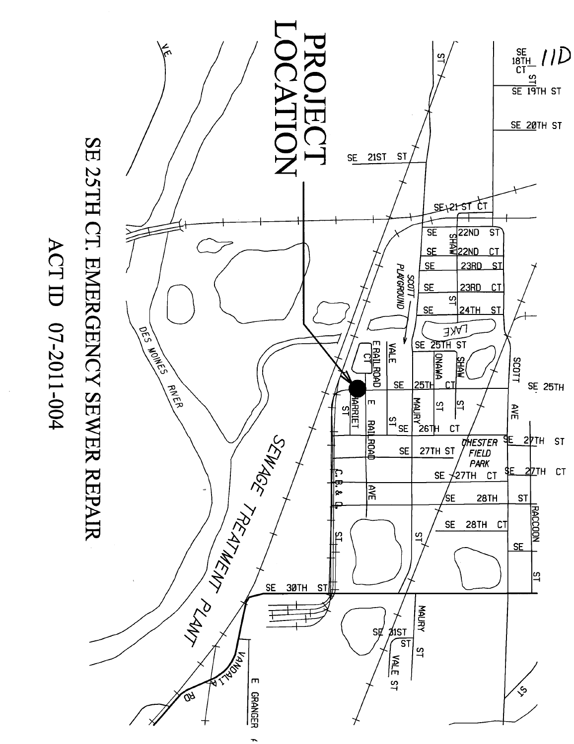11D

# PROJECT LOCATION

SE 25TH CT. EMERGENCY SEWER REPAIR

ACT ID 07-2011-004

SE 18TH CT
ST
SE 19TH ST
SE 20TH ST
SE 21ST ST
SE 21 ST CT
SE 22ND ST
SE 22ND CT
SE 23RD ST
SE 23RD CT
SE 24TH ST
SHAW ST
SCOTT PLAYGROUND
LAKE
SE 25TH ST
SE 25TH
SE 25TH CT
VALE
E RAILROAD CT
ONAWA ST
SHAW ST
MAURY ST
SCOTT AVE
HARRIET ST
E RAILROAD AVE
SE 26TH CT
SE 27TH ST
CHESTER FIELD PARK
SE 27TH CT
SE 28TH ST
SE 28TH CT
RACCOON ST
SE ST
C.B.& Q. ST
ST
SE 30TH ST
SE 31ST ST
MAURY ST
VALE ST
ST
DES MOINES RIVER
SEWAGE TREATMENT PLANT
VANDALIA RD
E GRANGER
VE
ST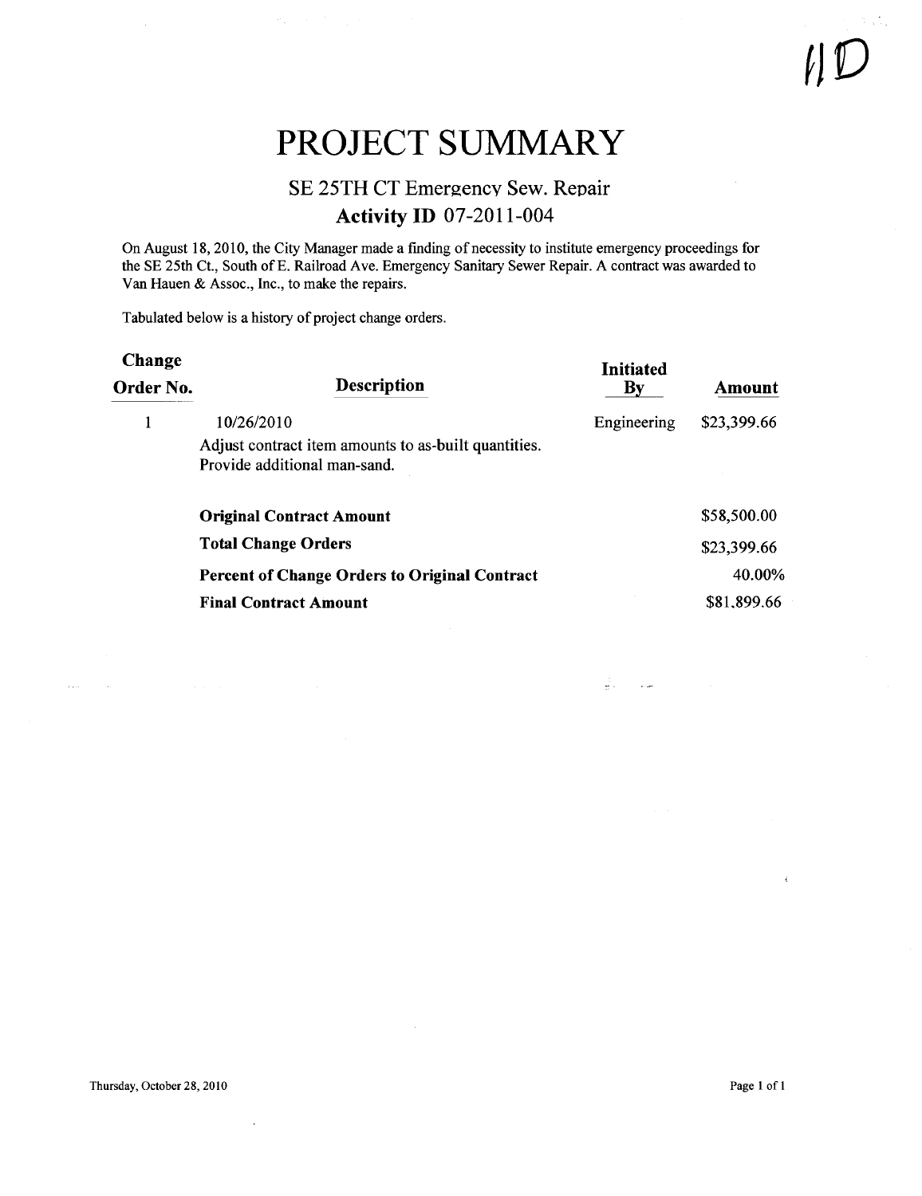11D

# PROJECT SUMMARY

## SE 25TH CT Emergency Sew. Repair

### Activity ID 07-2011-004

On August 18, 2010, the City Manager made a finding of necessity to institute emergency proceedings for the SE 25th Ct., South of E. Railroad Ave. Emergency Sanitary Sewer Repair. A contract was awarded to Van Hauen & Assoc., Inc., to make the repairs.

Tabulated below is a history of project change orders.

| Change Order No. | Description | Initiated By | Amount |
|---|---|---|---|
| 1 | 10/26/2010<br>Adjust contract item amounts to as-built quantities. Provide additional man-sand. | Engineering | $23,399.66 |
| | **Original Contract Amount** | | $58,500.00 |
| | **Total Change Orders** | | $23,399.66 |
| | **Percent of Change Orders to Original Contract** | | 40.00% |
| | **Final Contract Amount** | | $81,899.66 |

Thursday, October 28, 2010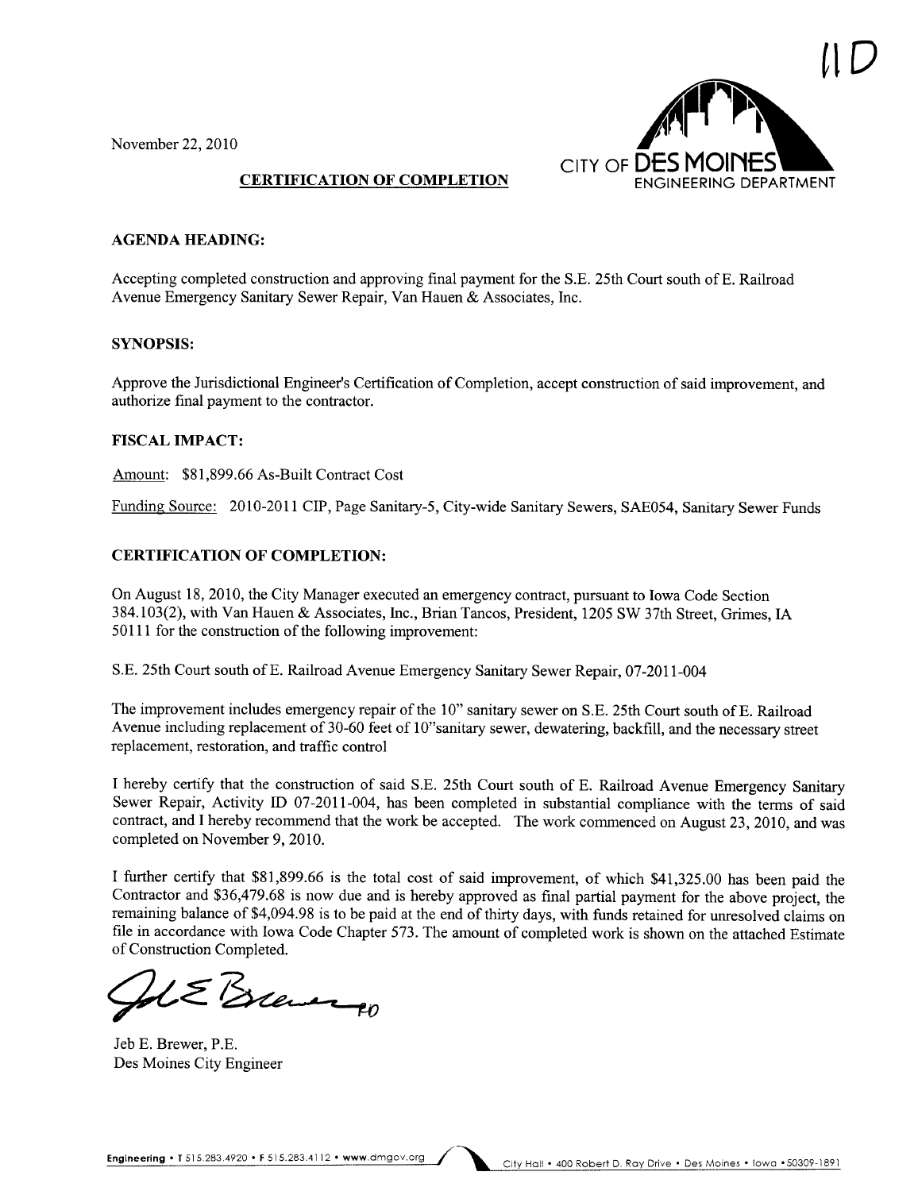11D

November 22, 2010

CITY OF DES MOINES
ENGINEERING DEPARTMENT

## CERTIFICATION OF COMPLETION

### AGENDA HEADING:

Accepting completed construction and approving final payment for the S.E. 25th Court south of E. Railroad Avenue Emergency Sanitary Sewer Repair, Van Hauen & Associates, Inc.

### SYNOPSIS:

Approve the Jurisdictional Engineer's Certification of Completion, accept construction of said improvement, and authorize final payment to the contractor.

### FISCAL IMPACT:

Amount: $81,899.66 As-Built Contract Cost

Funding Source: 2010-2011 CIP, Page Sanitary-5, City-wide Sanitary Sewers, SAE054, Sanitary Sewer Funds

### CERTIFICATION OF COMPLETION:

On August 18, 2010, the City Manager executed an emergency contract, pursuant to Iowa Code Section 384.103(2), with Van Hauen & Associates, Inc., Brian Tancos, President, 1205 SW 37th Street, Grimes, IA 50111 for the construction of the following improvement:

S.E. 25th Court south of E. Railroad Avenue Emergency Sanitary Sewer Repair, 07-2011-004

The improvement includes emergency repair of the 10" sanitary sewer on S.E. 25th Court south of E. Railroad Avenue including replacement of 30-60 feet of 10"sanitary sewer, dewatering, backfill, and the necessary street replacement, restoration, and traffic control

I hereby certify that the construction of said S.E. 25th Court south of E. Railroad Avenue Emergency Sanitary Sewer Repair, Activity ID 07-2011-004, has been completed in substantial compliance with the terms of said contract, and I hereby recommend that the work be accepted. The work commenced on August 23, 2010, and was completed on November 9, 2010.

I further certify that $81,899.66 is the total cost of said improvement, of which $41,325.00 has been paid the Contractor and $36,479.68 is now due and is hereby approved as final partial payment for the above project, the remaining balance of $4,094.98 is to be paid at the end of thirty days, with funds retained for unresolved claims on file in accordance with Iowa Code Chapter 573. The amount of completed work is shown on the attached Estimate of Construction Completed.

Jeb E. Brewer, P.E.
Des Moines City Engineer

Engineering • T 515.283.4920 • F 515.283.4112 • www.dmgov.org
City Hall • 400 Robert D. Ray Drive • Des Moines • Iowa • 50309-1891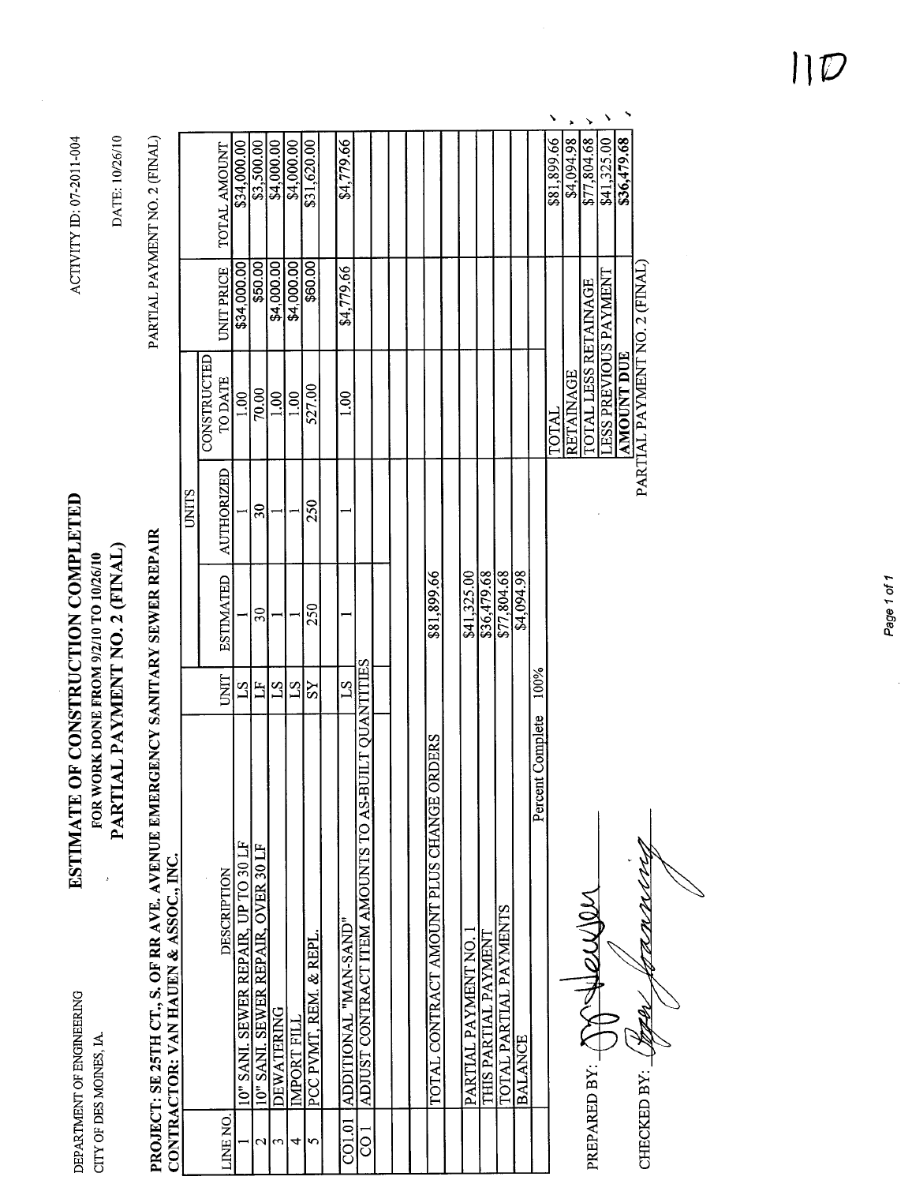DEPARTMENT OF ENGINEERING

CITY OF DES MOINES, IA.

# ESTIMATE OF CONSTRUCTION COMPLETED

**FOR WORK DONE FROM 9/2/10 TO 10/26/10**

## PARTIAL PAYMENT NO. 2 (FINAL)

ACTIVITY ID: 07-2011-004

DATE: 10/26/10

**PROJECT: SE 25TH CT., S. OF RR AVE. AVENUE EMERGENCY SANITARY SEWER REPAIR**

**CONTRACTOR: VAN HAUEN & ASSOC., INC.**

PARTIAL PAYMENT NO. 2 (FINAL)

110

| LINE NO. | DESCRIPTION | UNIT | UNITS ESTIMATED | UNITS AUTHORIZED | UNITS CONSTRUCTED TO DATE | UNIT PRICE | TOTAL AMOUNT |
|---|---|---|---|---|---|---|---|
| 1 | 10" SANI. SEWER REPAIR, UP TO 30 LF | LS | 1 | 1 | 1.00 | $34,000.00 | $34,000.00 |
| 2 | 10" SANI. SEWER REPAIR, OVER 30 LF | LF | 30 | 30 | 70.00 | $50.00 | $3,500.00 |
| 3 | DEWATERING | LS | 1 | 1 | 1.00 | $4,000.00 | $4,000.00 |
| 4 | IMPORT FILL | LS | 1 | 1 | 1.00 | $4,000.00 | $4,000.00 |
| 5 | PCC PVMT, REM. & REPL. | SY | 250 | 250 | 527.00 | $60.00 | $31,620.00 |
| | | | | | | | |
| CO1.01 | ADDITIONAL "MAN-SAND" | LS | 1 | 1 | 1.00 | $4,779.66 | $4,779.66 |
| CO1 | ADJUST CONTRACT ITEM AMOUNTS TO AS-BUILT QUANTITIES | | | | | | |
| | | | | | | | |
| | | | | | | | |
| | TOTAL CONTRACT AMOUNT PLUS CHANGE ORDERS | | $81,899.66 | | | | |
| | | | | | | | |
| | PARTIAL PAYMENT NO. 1 | | $41,325.00 | | | | |
| | THIS PARTIAL PAYMENT | | $36,479.68 | | | | |
| | TOTAL PARTIAL PAYMENTS | | $77,804.68 | | | | |
| | BALANCE | | $4,094.98 | | | | |
| | Percent Complete 100% | | | | | | |
| | | | | | TOTAL | | $81,899.66 |
| | | | | | RETAINAGE | | $4,094.98 |
| | | | | | TOTAL LESS RETAINAGE | | $77,804.68 |
| | | | | | LESS PREVIOUS PAYMENT | | $41,325.00 |
| | | | | | **AMOUNT DUE** | | **$36,479.68** |

PARTIAL PAYMENT NO. 2 (FINAL)

PREPARED BY: [signature]

CHECKED BY: [signature]